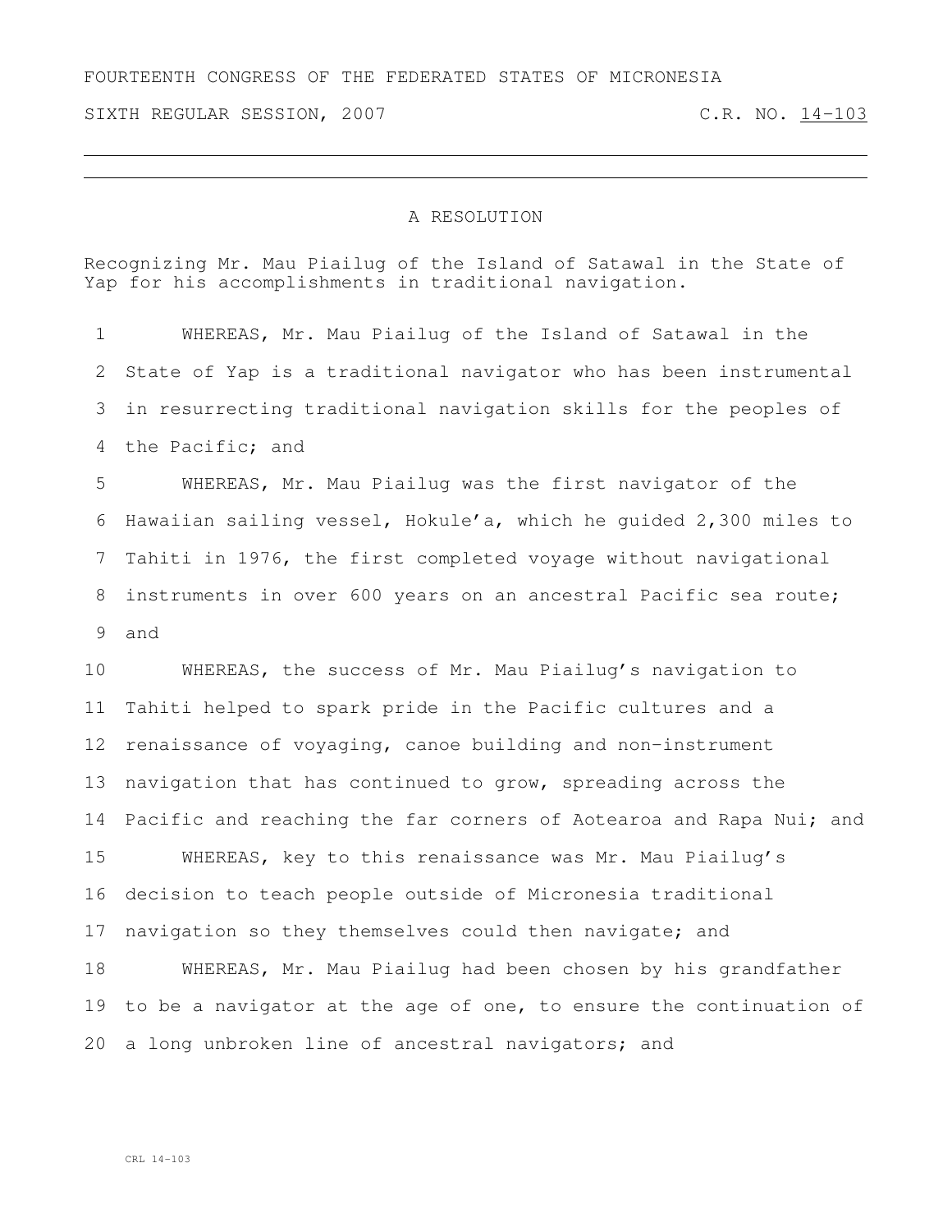FOURTEENTH CONGRESS OF THE FEDERATED STATES OF MICRONESIA

SIXTH REGULAR SESSION, 2007 C.R. NO. 14-103

# A RESOLUTION

Recognizing Mr. Mau Piailug of the Island of Satawal in the State of Yap for his accomplishments in traditional navigation.

WHEREAS, Mr. Mau Piailug of the Island of Satawal in the State of Yap is a traditional navigator who has been instrumental in resurrecting traditional navigation skills for the peoples of the Pacific; and

WHEREAS, Mr. Mau Piailug was the first navigator of the Hawaiian sailing vessel, Hokule'a, which he guided 2,300 miles to Tahiti in 1976, the first completed voyage without navigational instruments in over 600 years on an ancestral Pacific sea route; and

WHEREAS, the success of Mr. Mau Piailug's navigation to Tahiti helped to spark pride in the Pacific cultures and a renaissance of voyaging, canoe building and non-instrument navigation that has continued to grow, spreading across the Pacific and reaching the far corners of Aotearoa and Rapa Nui; and

WHEREAS, key to this renaissance was Mr. Mau Piailug's decision to teach people outside of Micronesia traditional navigation so they themselves could then navigate; and

WHEREAS, Mr. Mau Piailug had been chosen by his grandfather to be a navigator at the age of one, to ensure the continuation of a long unbroken line of ancestral navigators; and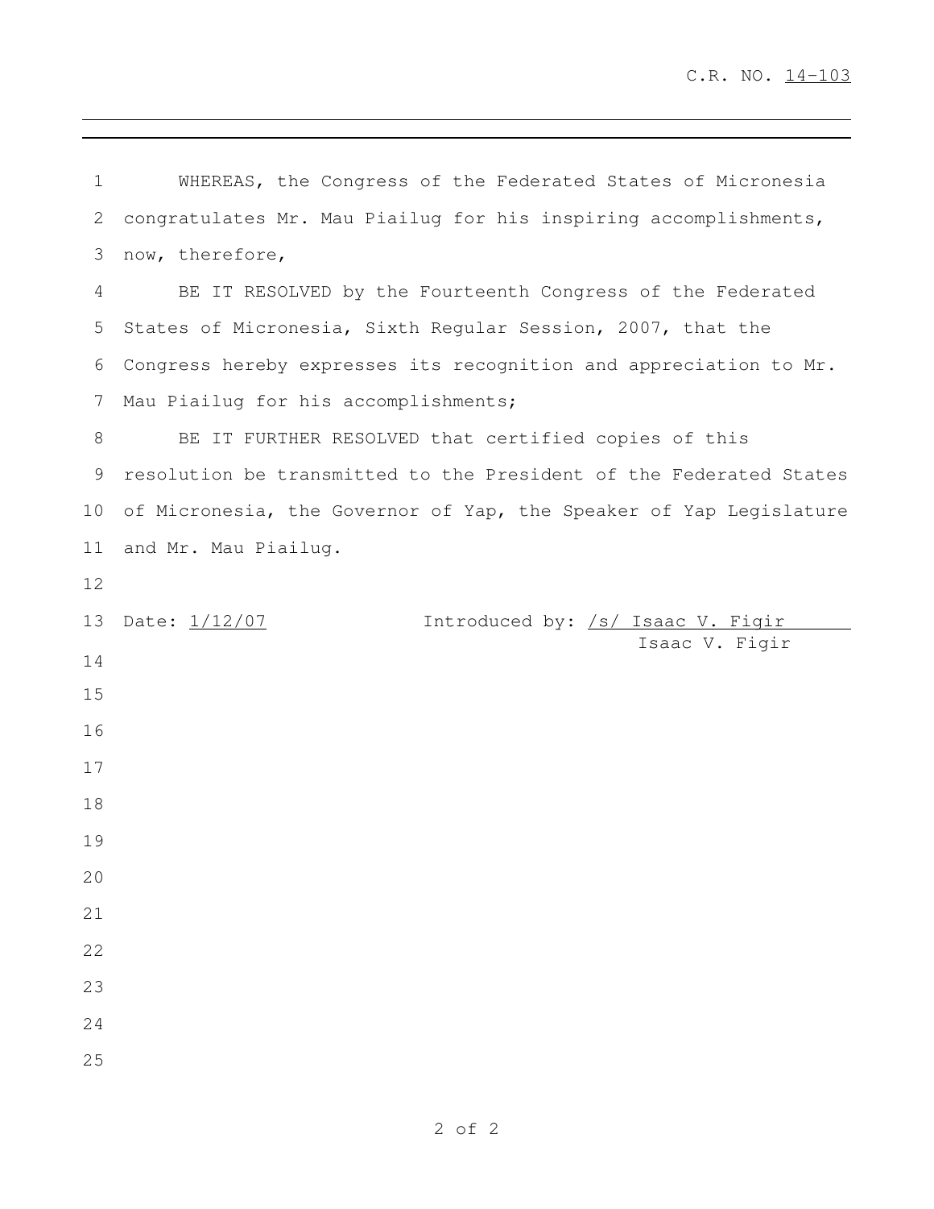C.R. NO. 14-103

WHEREAS, the Congress of the Federated States of Micronesia congratulates Mr. Mau Piailug for his inspiring accomplishments, now, therefore,

BE IT RESOLVED by the Fourteenth Congress of the Federated States of Micronesia, Sixth Regular Session, 2007, that the Congress hereby expresses its recognition and appreciation to Mr. Mau Piailug for his accomplishments;

BE IT FURTHER RESOLVED that certified copies of this resolution be transmitted to the President of the Federated States of Micronesia, the Governor of Yap, the Speaker of Yap Legislature and Mr. Mau Piailug.

Date: 1/12/07

Introduced by: /s/ Isaac V. Figir
Isaac V. Figir